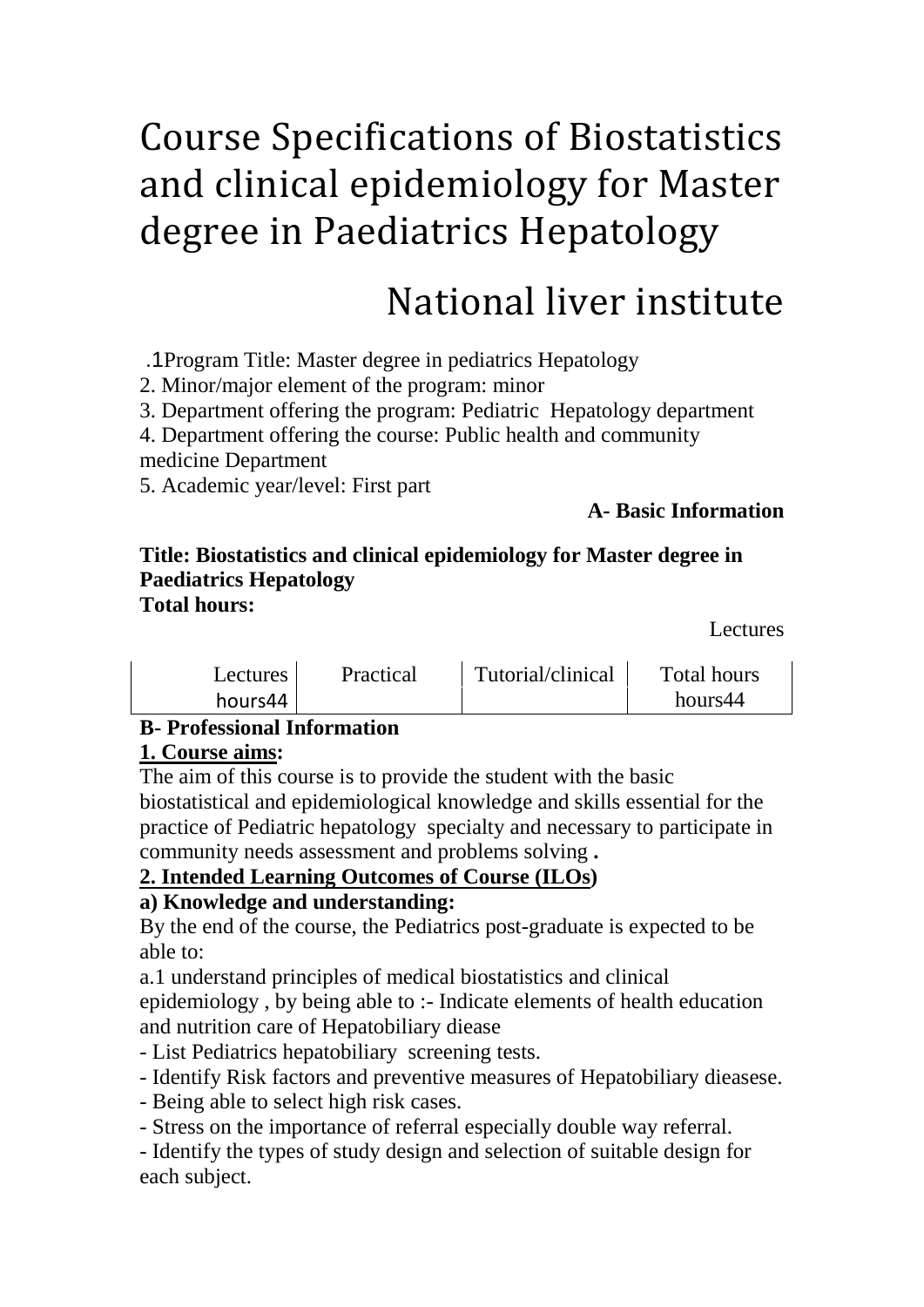# Course Specifications of Biostatistics and clinical epidemiology for Master degree in Paediatrics Hepatology

## National liver institute

.1Program Title: Master degree in pediatrics Hepatology
2. Minor/major element of the program: minor
3. Department offering the program: Pediatric Hepatology department
4. Department offering the course: Public health and community medicine Department
5. Academic year/level: First part

**A- Basic Information**

**Title: Biostatistics and clinical epidemiology for Master degree in Paediatrics Hepatology**
**Total hours:**

Lectures

| Lectures | Practical | Tutorial/clinical | Total hours |
|---|---|---|---|
| hours44 | | | hours44 |

**B- Professional Information**

**1. Course aims:**

The aim of this course is to provide the student with the basic biostatistical and epidemiological knowledge and skills essential for the practice of Pediatric hepatology specialty and necessary to participate in community needs assessment and problems solving **.**

**2. Intended Learning Outcomes of Course (ILOs)**

**a) Knowledge and understanding:**

By the end of the course, the Pediatrics post-graduate is expected to be able to:

a.1 understand principles of medical biostatistics and clinical epidemiology , by being able to :- Indicate elements of health education and nutrition care of Hepatobiliary diease

- List Pediatrics hepatobiliary screening tests.
- Identify Risk factors and preventive measures of Hepatobiliary dieasese.
- Being able to select high risk cases.
- Stress on the importance of referral especially double way referral.
- Identify the types of study design and selection of suitable design for each subject.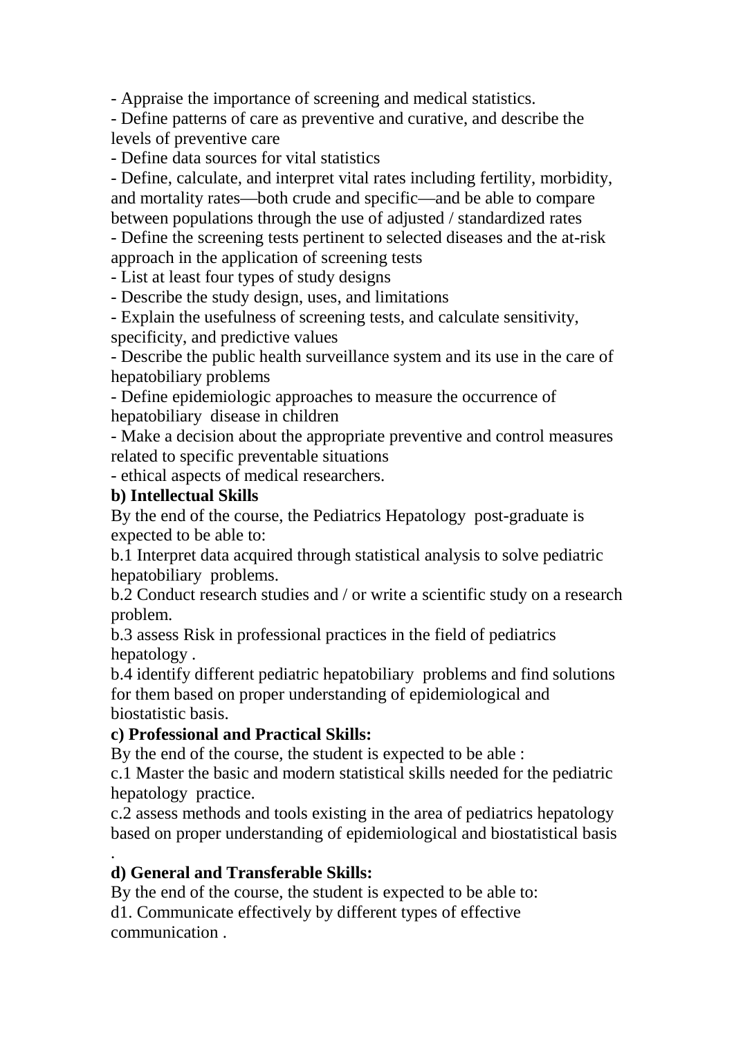- Appraise the importance of screening and medical statistics.
- Define patterns of care as preventive and curative, and describe the levels of preventive care
- Define data sources for vital statistics
- Define, calculate, and interpret vital rates including fertility, morbidity, and mortality rates—both crude and specific—and be able to compare between populations through the use of adjusted / standardized rates
- Define the screening tests pertinent to selected diseases and the at-risk approach in the application of screening tests
- List at least four types of study designs
- Describe the study design, uses, and limitations
- Explain the usefulness of screening tests, and calculate sensitivity, specificity, and predictive values
- Describe the public health surveillance system and its use in the care of hepatobiliary problems
- Define epidemiologic approaches to measure the occurrence of hepatobiliary disease in children
- Make a decision about the appropriate preventive and control measures related to specific preventable situations
- ethical aspects of medical researchers.

**b) Intellectual Skills**

By the end of the course, the Pediatrics Hepatology post-graduate is expected to be able to:

b.1 Interpret data acquired through statistical analysis to solve pediatric hepatobiliary problems.

b.2 Conduct research studies and / or write a scientific study on a research problem.

b.3 assess Risk in professional practices in the field of pediatrics hepatology .

b.4 identify different pediatric hepatobiliary problems and find solutions for them based on proper understanding of epidemiological and biostatistic basis.

**c) Professional and Practical Skills:**

By the end of the course, the student is expected to be able :

c.1 Master the basic and modern statistical skills needed for the pediatric hepatology practice.

c.2 assess methods and tools existing in the area of pediatrics hepatology based on proper understanding of epidemiological and biostatistical basis .

**d) General and Transferable Skills:**

By the end of the course, the student is expected to be able to:

d1. Communicate effectively by different types of effective communication .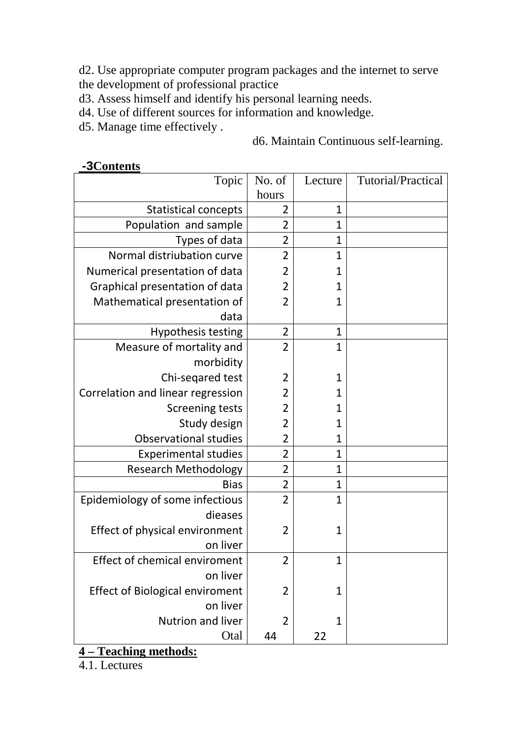d2. Use appropriate computer program packages and the internet to serve the development of professional practice

d3. Assess himself and identify his personal learning needs.

d4. Use of different sources for information and knowledge.

d5. Manage time effectively .

d6. Maintain Continuous self-learning.

## -3Contents

| Topic | No. of hours | Lecture | Tutorial/Practical |
|---|---|---|---|
| Statistical concepts | 2 | 1 | |
| Population and sample | 2 | 1 | |
| Types of data | 2 | 1 | |
| Normal distriubation curve | 2 | 1 | |
| Numerical presentation of data | 2 | 1 | |
| Graphical presentation of data | 2 | 1 | |
| Mathematical presentation of data | 2 | 1 | |
| Hypothesis testing | 2 | 1 | |
| Measure of mortality and morbidity | 2 | 1 | |
| Chi-seqared test | 2 | 1 | |
| Correlation and linear regression | 2 | 1 | |
| Screening tests | 2 | 1 | |
| Study design | 2 | 1 | |
| Observational studies | 2 | 1 | |
| Experimental studies | 2 | 1 | |
| Research Methodology | 2 | 1 | |
| Bias | 2 | 1 | |
| Epidemiology of some infectious dieases | 2 | 1 | |
| Effect of physical environment on liver | 2 | 1 | |
| Effect of chemical enviroment on liver | 2 | 1 | |
| Effect of Biological enviroment on liver | 2 | 1 | |
| Nutrion and liver | 2 | 1 | |
| Otal | 44 | 22 | |

## 4 – Teaching methods:

4.1. Lectures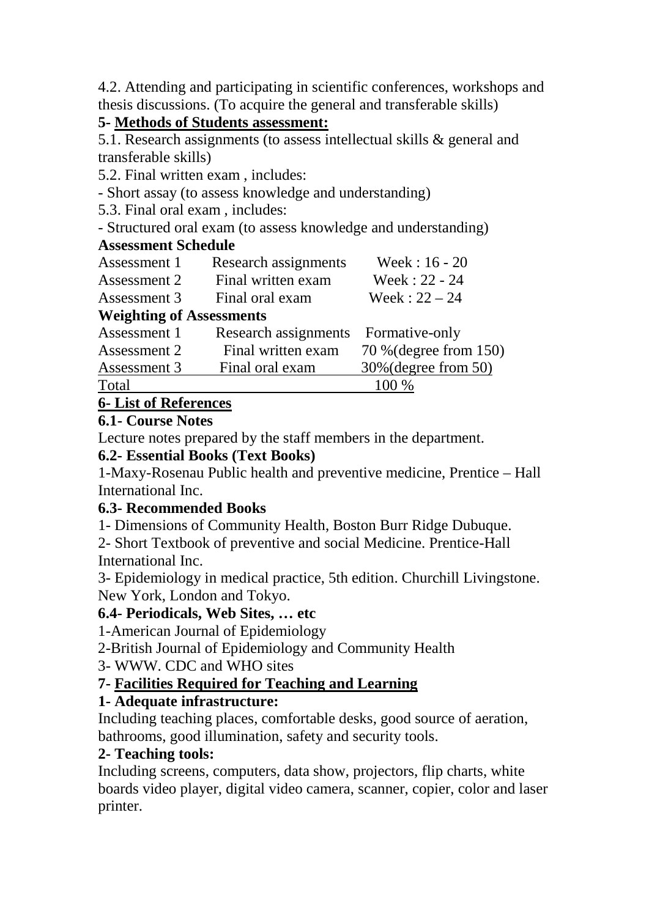4.2. Attending and participating in scientific conferences, workshops and thesis discussions. (To acquire the general and transferable skills)

**5- Methods of Students assessment:**

5.1. Research assignments (to assess intellectual skills & general and transferable skills)

5.2. Final written exam , includes:

- Short assay (to assess knowledge and understanding)

5.3. Final oral exam , includes:

- Structured oral exam (to assess knowledge and understanding)

**Assessment Schedule**

| | | |
|---|---|---|
| Assessment 1 | Research assignments | Week : 16 - 20 |
| Assessment 2 | Final written exam | Week : 22 - 24 |
| Assessment 3 | Final oral exam | Week : 22 – 24 |

**Weighting of Assessments**

| | | |
|---|---|---|
| Assessment 1 | Research assignments | Formative-only |
| Assessment 2 | Final written exam | 70 %(degree from 150) |
| Assessment 3 | Final oral exam | 30%(degree from 50) |
| Total | | 100 % |

**6- List of References**

**6.1- Course Notes**

Lecture notes prepared by the staff members in the department.

**6.2- Essential Books (Text Books)**

1-Maxy-Rosenau Public health and preventive medicine, Prentice – Hall International Inc.

**6.3- Recommended Books**

1- Dimensions of Community Health, Boston Burr Ridge Dubuque.

2- Short Textbook of preventive and social Medicine. Prentice-Hall International Inc.

3- Epidemiology in medical practice, 5th edition. Churchill Livingstone. New York, London and Tokyo.

**6.4- Periodicals, Web Sites, … etc**

1-American Journal of Epidemiology

2-British Journal of Epidemiology and Community Health

3- WWW. CDC and WHO sites

**7- Facilities Required for Teaching and Learning**

**1- Adequate infrastructure:**

Including teaching places, comfortable desks, good source of aeration, bathrooms, good illumination, safety and security tools.

**2- Teaching tools:**

Including screens, computers, data show, projectors, flip charts, white boards video player, digital video camera, scanner, copier, color and laser printer.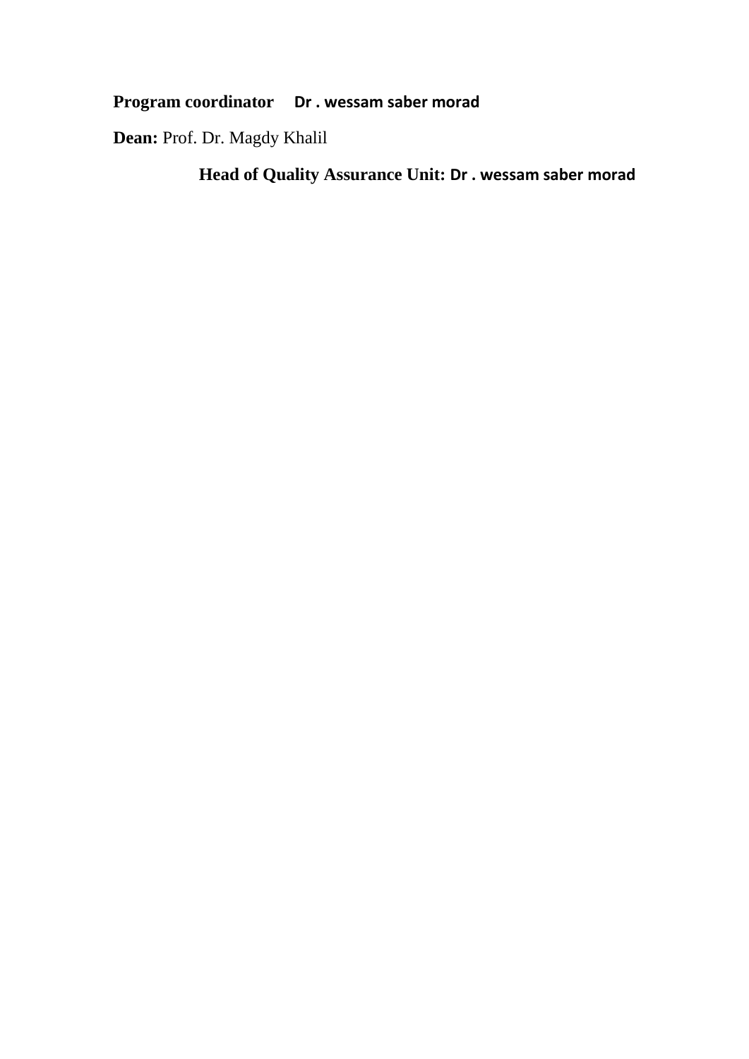**Program coordinator** **Dr . wessam saber morad**

**Dean:** Prof. Dr. Magdy Khalil

**Head of Quality Assurance Unit: Dr . wessam saber morad**